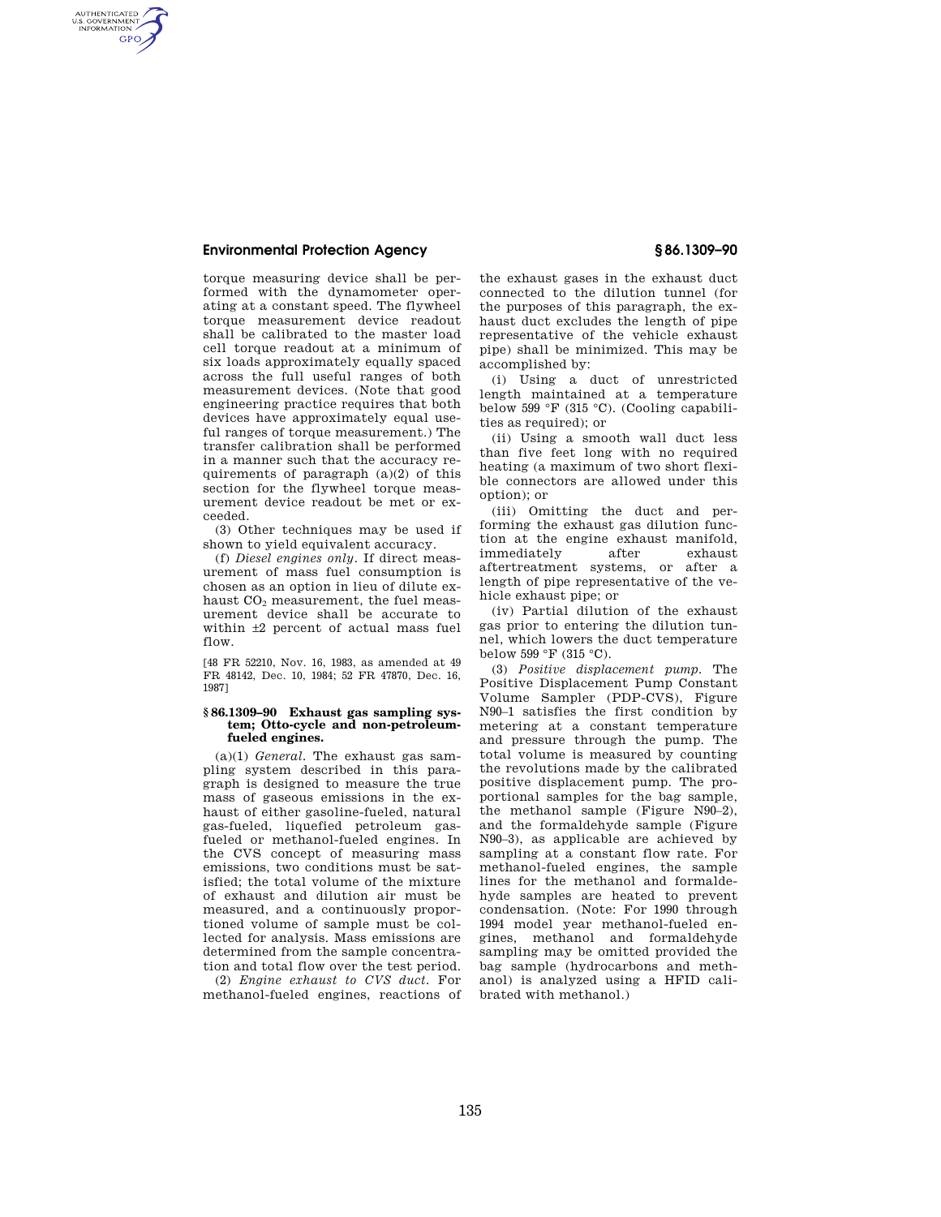torque measuring device shall be performed with the dynamometer operating at a constant speed. The flywheel torque measurement device readout shall be calibrated to the master load cell torque readout at a minimum of six loads approximately equally spaced across the full useful ranges of both measurement devices. (Note that good engineering practice requires that both devices have approximately equal useful ranges of torque measurement.) The transfer calibration shall be performed in a manner such that the accuracy requirements of paragraph (a)(2) of this section for the flywheel torque measurement device readout be met or exceeded.

(3) Other techniques may be used if shown to yield equivalent accuracy.

(f) *Diesel engines only.* If direct measurement of mass fuel consumption is chosen as an option in lieu of dilute exhaust $CO_2$ measurement, the fuel measurement device shall be accurate to within ±2 percent of actual mass fuel flow.

[48 FR 52210, Nov. 16, 1983, as amended at 49 FR 48142, Dec. 10, 1984; 52 FR 47870, Dec. 16, 1987]

## § 86.1309–90 Exhaust gas sampling system; Otto-cycle and non-petroleum-fueled engines.

(a)(1) *General.* The exhaust gas sampling system described in this paragraph is designed to measure the true mass of gaseous emissions in the exhaust of either gasoline-fueled, natural gas-fueled, liquefied petroleum gas-fueled or methanol-fueled engines. In the CVS concept of measuring mass emissions, two conditions must be satisfied; the total volume of the mixture of exhaust and dilution air must be measured, and a continuously proportioned volume of sample must be collected for analysis. Mass emissions are determined from the sample concentration and total flow over the test period.

(2) *Engine exhaust to CVS duct.* For methanol-fueled engines, reactions of the exhaust gases in the exhaust duct connected to the dilution tunnel (for the purposes of this paragraph, the exhaust duct excludes the length of pipe representative of the vehicle exhaust pipe) shall be minimized. This may be accomplished by:

(i) Using a duct of unrestricted length maintained at a temperature below 599 °F (315 °C). (Cooling capabilities as required); or

(ii) Using a smooth wall duct less than five feet long with no required heating (a maximum of two short flexible connectors are allowed under this option); or

(iii) Omitting the duct and performing the exhaust gas dilution function at the engine exhaust manifold, immediately after exhaust aftertreatment systems, or after a length of pipe representative of the vehicle exhaust pipe; or

(iv) Partial dilution of the exhaust gas prior to entering the dilution tunnel, which lowers the duct temperature below 599 °F (315 °C).

(3) *Positive displacement pump.* The Positive Displacement Pump Constant Volume Sampler (PDP-CVS), Figure N90–1 satisfies the first condition by metering at a constant temperature and pressure through the pump. The total volume is measured by counting the revolutions made by the calibrated positive displacement pump. The proportional samples for the bag sample, the methanol sample (Figure N90–2), and the formaldehyde sample (Figure N90–3), as applicable are achieved by sampling at a constant flow rate. For methanol-fueled engines, the sample lines for the methanol and formaldehyde samples are heated to prevent condensation. (Note: For 1990 through 1994 model year methanol-fueled engines, methanol and formaldehyde sampling may be omitted provided the bag sample (hydrocarbons and methanol) is analyzed using a HFID calibrated with methanol.)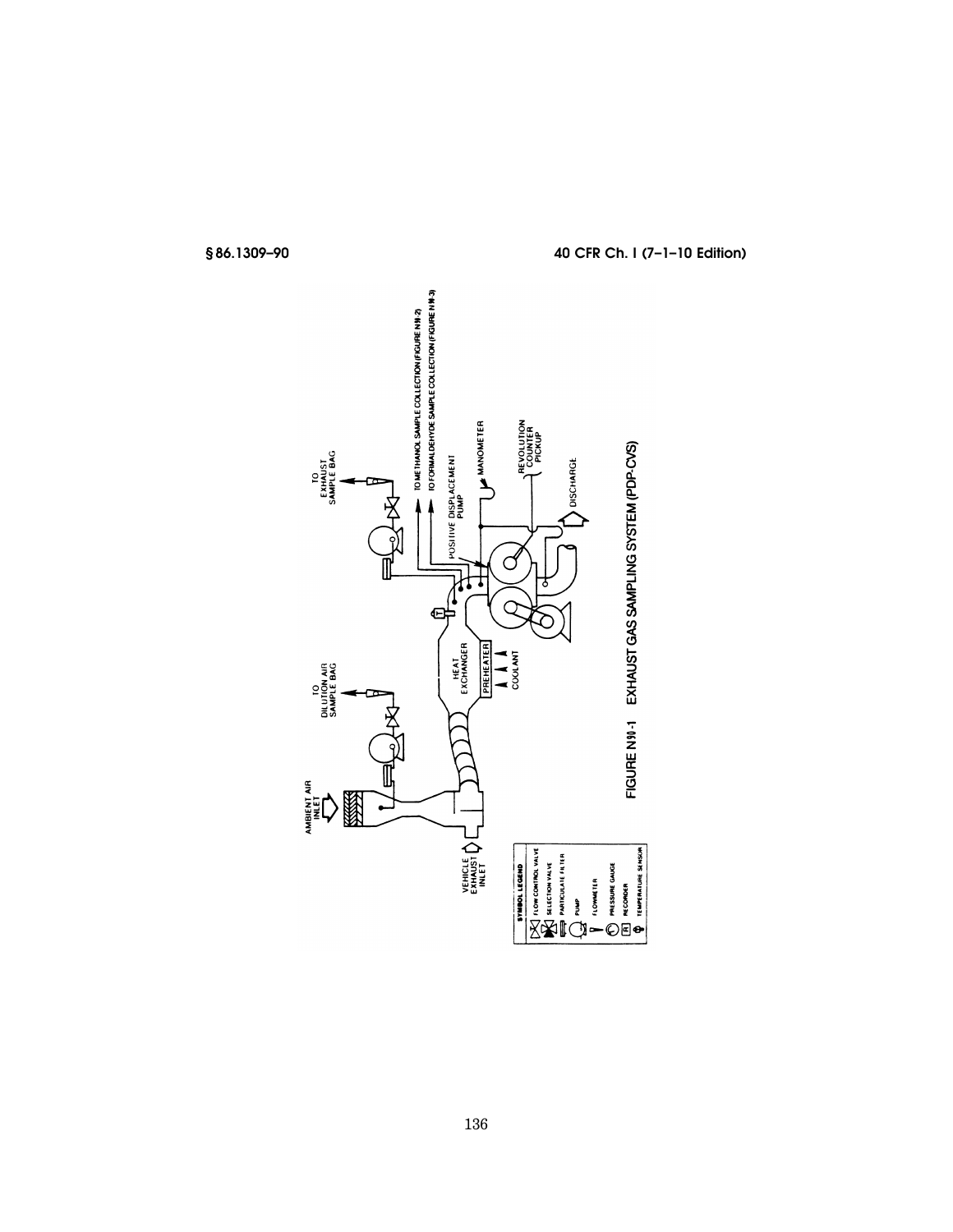FIGURE N90-1 EXHAUST GAS SAMPLING SYSTEM (PDP-CVS)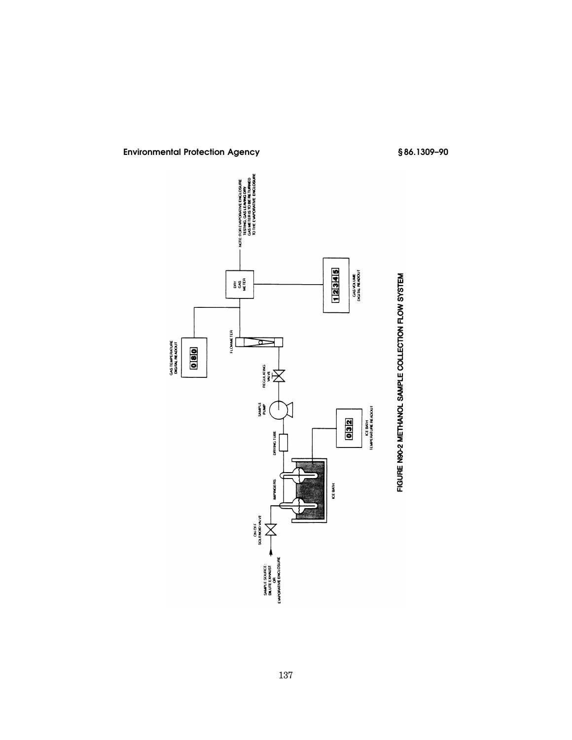SAMPLE SOURCE: DILUTE EXHAUST OR EVAPORATIVE ENCLOSURE

ON-OFF SOLENOID VALVE

IMPINGERS

ICE BATH

DRYING TUBE

ICE BATH TEMPERATURE READOUT

0 3 2

SAMPLE PUMP

REGULATING VALVE

FLOWMETER

GAS TEMPERATURE DIGITAL READOUT

0 8 0

DRY GAS METER

GAS VOLUME DIGITAL READOUT

1 2 3 4 5

NOTE: FOR EVAPORATIVE ENCLOSURE TESTING, GAS LEAVING DRY GAS METER IS TO BE RETURNED TO THE EVAPORATIVE ENCLOSURE

FIGURE N90-2 METHANOL SAMPLE COLLECTION FLOW SYSTEM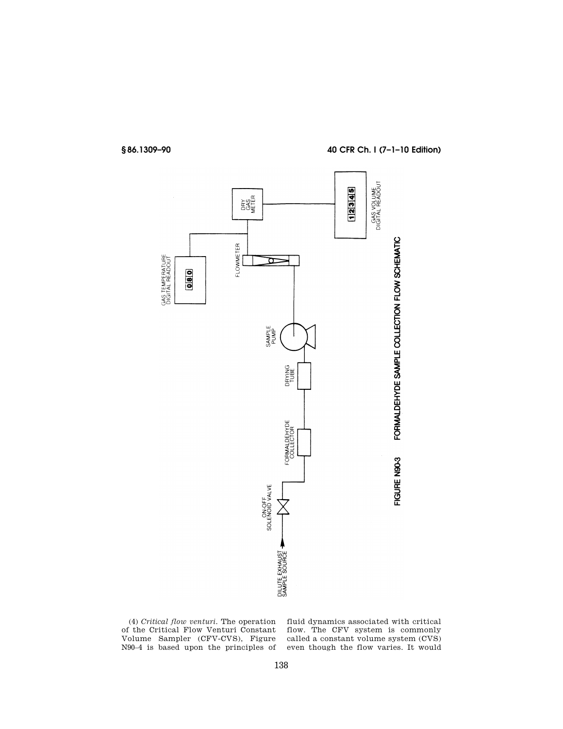DILUTE EXHAUST SAMPLE SOURCE

ON-OFF SOLENOID VALVE

FORMALDEHYDE COLLECTOR

DRYING TUBE

SAMPLE PUMP

FLOWMETER

GAS TEMPERATURE DIGITAL READOUT

080

DRY GAS METER

GAS VOLUME DIGITAL READOUT

12345

FIGURE N90-3 FORMALDEHYDE SAMPLE COLLECTION FLOW SCHEMATIC

(4) *Critical flow venturi.* The operation of the Critical Flow Venturi Constant Volume Sampler (CFV-CVS), Figure N90–4 is based upon the principles of fluid dynamics associated with critical flow. The CFV system is commonly called a constant volume system (CVS) even though the flow varies. It would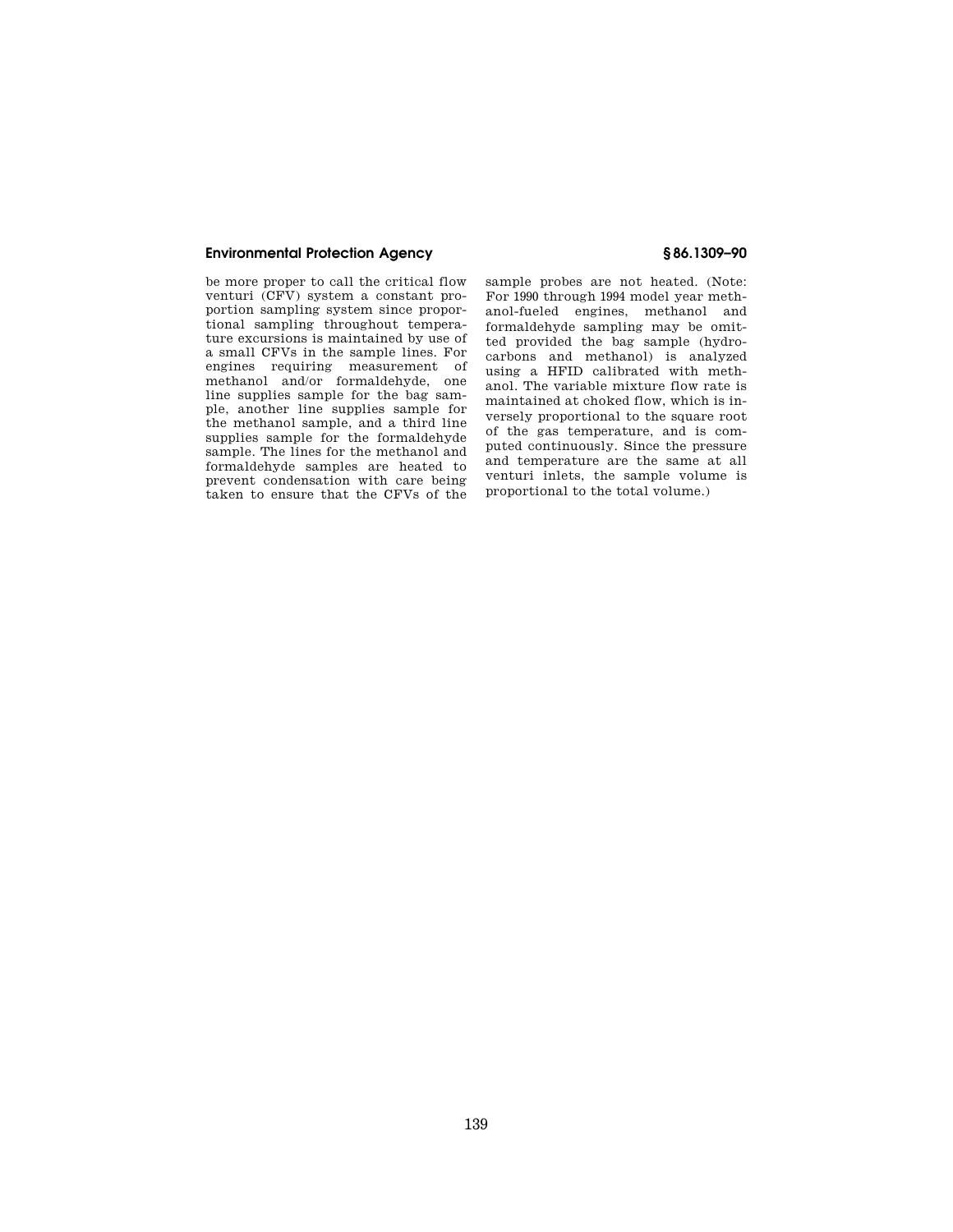be more proper to call the critical flow venturi (CFV) system a constant proportion sampling system since proportional sampling throughout temperature excursions is maintained by use of a small CFVs in the sample lines. For engines requiring measurement of methanol and/or formaldehyde, one line supplies sample for the bag sample, another line supplies sample for the methanol sample, and a third line supplies sample for the formaldehyde sample. The lines for the methanol and formaldehyde samples are heated to prevent condensation with care being taken to ensure that the CFVs of the sample probes are not heated. (Note: For 1990 through 1994 model year methanol-fueled engines, methanol and formaldehyde sampling may be omitted provided the bag sample (hydrocarbons and methanol) is analyzed using a HFID calibrated with methanol. The variable mixture flow rate is maintained at choked flow, which is inversely proportional to the square root of the gas temperature, and is computed continuously. Since the pressure and temperature are the same at all venturi inlets, the sample volume is proportional to the total volume.)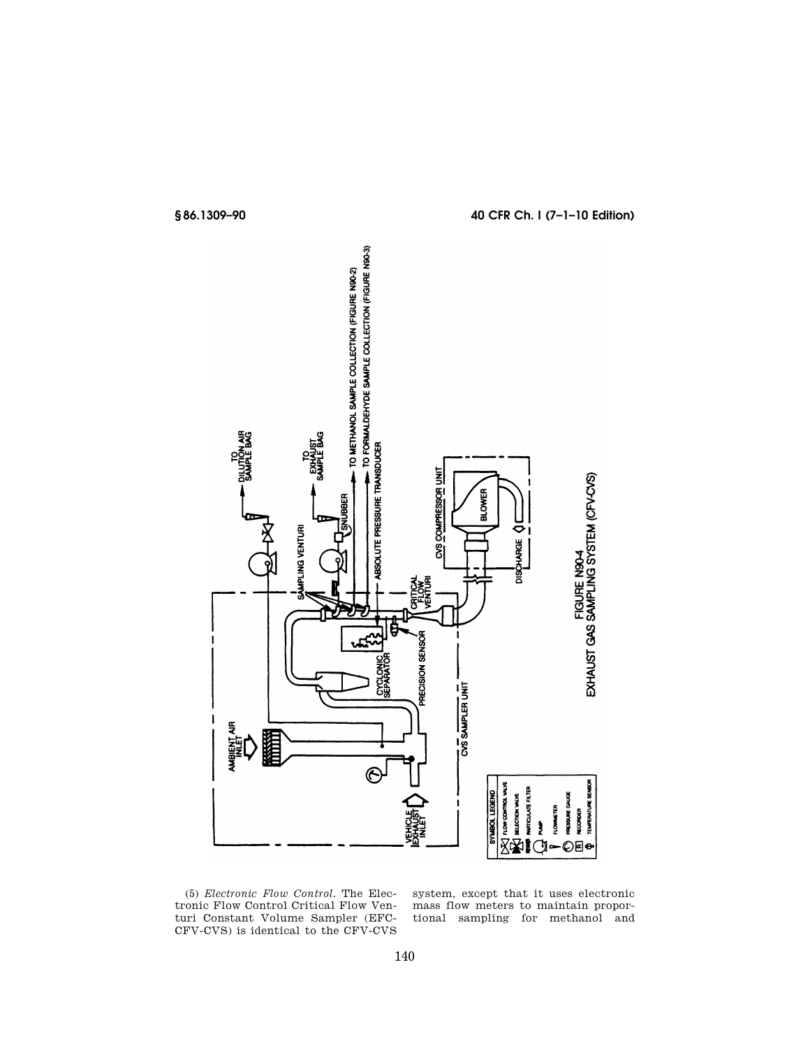FIGURE N90-4

EXHAUST GAS SAMPLING SYSTEM (CFV-CVS)

(5) *Electronic Flow Control*. The Electronic Flow Control Critical Flow Venturi Constant Volume Sampler (EFC-CFV-CVS) is identical to the CFV-CVS system, except that it uses electronic mass flow meters to maintain proportional sampling for methanol and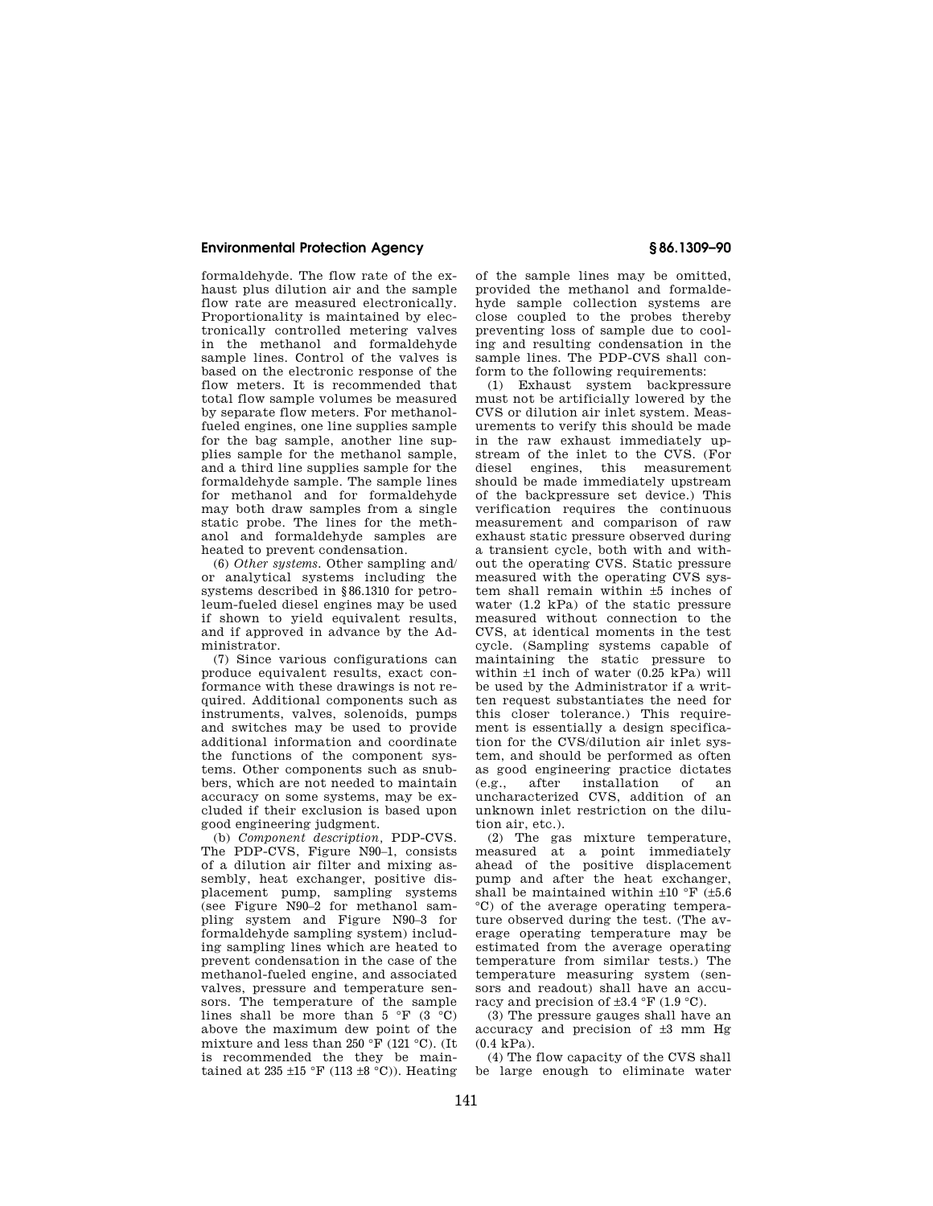formaldehyde. The flow rate of the exhaust plus dilution air and the sample flow rate are measured electronically. Proportionality is maintained by electronically controlled metering valves in the methanol and formaldehyde sample lines. Control of the valves is based on the electronic response of the flow meters. It is recommended that total flow sample volumes be measured by separate flow meters. For methanol-fueled engines, one line supplies sample for the bag sample, another line supplies sample for the methanol sample, and a third line supplies sample for the formaldehyde sample. The sample lines for methanol and for formaldehyde may both draw samples from a single static probe. The lines for the methanol and formaldehyde samples are heated to prevent condensation.

(6) *Other systems.* Other sampling and/or analytical systems including the systems described in §86.1310 for petroleum-fueled diesel engines may be used if shown to yield equivalent results, and if approved in advance by the Administrator.

(7) Since various configurations can produce equivalent results, exact conformance with these drawings is not required. Additional components such as instruments, valves, solenoids, pumps and switches may be used to provide additional information and coordinate the functions of the component systems. Other components such as snubbers, which are not needed to maintain accuracy on some systems, may be excluded if their exclusion is based upon good engineering judgment.

(b) *Component description,* PDP-CVS. The PDP-CVS, Figure N90–1, consists of a dilution air filter and mixing assembly, heat exchanger, positive displacement pump, sampling systems (see Figure N90–2 for methanol sampling system and Figure N90–3 for formaldehyde sampling system) including sampling lines which are heated to prevent condensation in the case of the methanol-fueled engine, and associated valves, pressure and temperature sensors. The temperature of the sample lines shall be more than 5 °F (3 °C) above the maximum dew point of the mixture and less than 250 °F (121 °C). (It is recommended the they be maintained at 235 ±15 °F (113 ±8 °C)). Heating of the sample lines may be omitted, provided the methanol and formaldehyde sample collection systems are close coupled to the probes thereby preventing loss of sample due to cooling and resulting condensation in the sample lines. The PDP-CVS shall conform to the following requirements:

(1) Exhaust system backpressure must not be artificially lowered by the CVS or dilution air inlet system. Measurements to verify this should be made in the raw exhaust immediately upstream of the inlet to the CVS. (For diesel engines, this measurement should be made immediately upstream of the backpressure set device.) This verification requires the continuous measurement and comparison of raw exhaust static pressure observed during a transient cycle, both with and without the operating CVS. Static pressure measured with the operating CVS system shall remain within ±5 inches of water (1.2 kPa) of the static pressure measured without connection to the CVS, at identical moments in the test cycle. (Sampling systems capable of maintaining the static pressure to within ±1 inch of water (0.25 kPa) will be used by the Administrator if a written request substantiates the need for this closer tolerance.) This requirement is essentially a design specification for the CVS/dilution air inlet system, and should be performed as often as good engineering practice dictates (e.g., after installation of an uncharacterized CVS, addition of an unknown inlet restriction on the dilution air, etc.).

(2) The gas mixture temperature, measured at a point immediately ahead of the positive displacement pump and after the heat exchanger, shall be maintained within ±10 °F (±5.6 °C) of the average operating temperature observed during the test. (The average operating temperature may be estimated from the average operating temperature from similar tests.) The temperature measuring system (sensors and readout) shall have an accuracy and precision of ±3.4 °F (1.9 °C).

(3) The pressure gauges shall have an accuracy and precision of ±3 mm Hg (0.4 kPa).

(4) The flow capacity of the CVS shall be large enough to eliminate water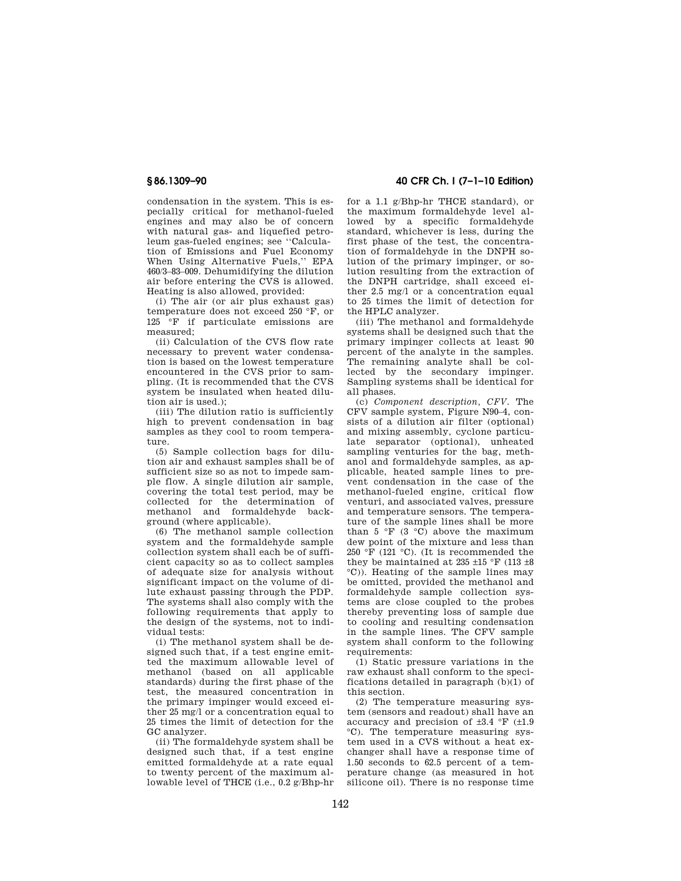condensation in the system. This is especially critical for methanol-fueled engines and may also be of concern with natural gas- and liquefied petroleum gas-fueled engines; see ''Calculation of Emissions and Fuel Economy When Using Alternative Fuels,'' EPA 460/3–83–009. Dehumidifying the dilution air before entering the CVS is allowed. Heating is also allowed, provided:

(i) The air (or air plus exhaust gas) temperature does not exceed 250 °F, or 125 °F if particulate emissions are measured;

(ii) Calculation of the CVS flow rate necessary to prevent water condensation is based on the lowest temperature encountered in the CVS prior to sampling. (It is recommended that the CVS system be insulated when heated dilution air is used.);

(iii) The dilution ratio is sufficiently high to prevent condensation in bag samples as they cool to room temperature.

(5) Sample collection bags for dilution air and exhaust samples shall be of sufficient size so as not to impede sample flow. A single dilution air sample, covering the total test period, may be collected for the determination of methanol and formaldehyde background (where applicable).

(6) The methanol sample collection system and the formaldehyde sample collection system shall each be of sufficient capacity so as to collect samples of adequate size for analysis without significant impact on the volume of dilute exhaust passing through the PDP. The systems shall also comply with the following requirements that apply to the design of the systems, not to individual tests:

(i) The methanol system shall be designed such that, if a test engine emitted the maximum allowable level of methanol (based on all applicable standards) during the first phase of the test, the measured concentration in the primary impinger would exceed either 25 mg/l or a concentration equal to 25 times the limit of detection for the GC analyzer.

(ii) The formaldehyde system shall be designed such that, if a test engine emitted formaldehyde at a rate equal to twenty percent of the maximum allowable level of THCE (i.e., 0.2 g/Bhp-hr for a 1.1 g/Bhp-hr THCE standard), or the maximum formaldehyde level allowed by a specific formaldehyde standard, whichever is less, during the first phase of the test, the concentration of formaldehyde in the DNPH solution of the primary impinger, or solution resulting from the extraction of the DNPH cartridge, shall exceed either 2.5 mg/l or a concentration equal to 25 times the limit of detection for the HPLC analyzer.

(iii) The methanol and formaldehyde systems shall be designed such that the primary impinger collects at least 90 percent of the analyte in the samples. The remaining analyte shall be collected by the secondary impinger. Sampling systems shall be identical for all phases.

(c) *Component description, CFV.* The CFV sample system, Figure N90–4, consists of a dilution air filter (optional) and mixing assembly, cyclone particulate separator (optional), unheated sampling venturies for the bag, methanol and formaldehyde samples, as applicable, heated sample lines to prevent condensation in the case of the methanol-fueled engine, critical flow venturi, and associated valves, pressure and temperature sensors. The temperature of the sample lines shall be more than 5 °F (3 °C) above the maximum dew point of the mixture and less than 250 °F (121 °C). (It is recommended the they be maintained at 235 ±15 °F (113 ±8 °C)). Heating of the sample lines may be omitted, provided the methanol and formaldehyde sample collection systems are close coupled to the probes thereby preventing loss of sample due to cooling and resulting condensation in the sample lines. The CFV sample system shall conform to the following requirements:

(1) Static pressure variations in the raw exhaust shall conform to the specifications detailed in paragraph (b)(1) of this section.

(2) The temperature measuring system (sensors and readout) shall have an accuracy and precision of ±3.4 °F (±1.9 °C). The temperature measuring system used in a CVS without a heat exchanger shall have a response time of 1.50 seconds to 62.5 percent of a temperature change (as measured in hot silicone oil). There is no response time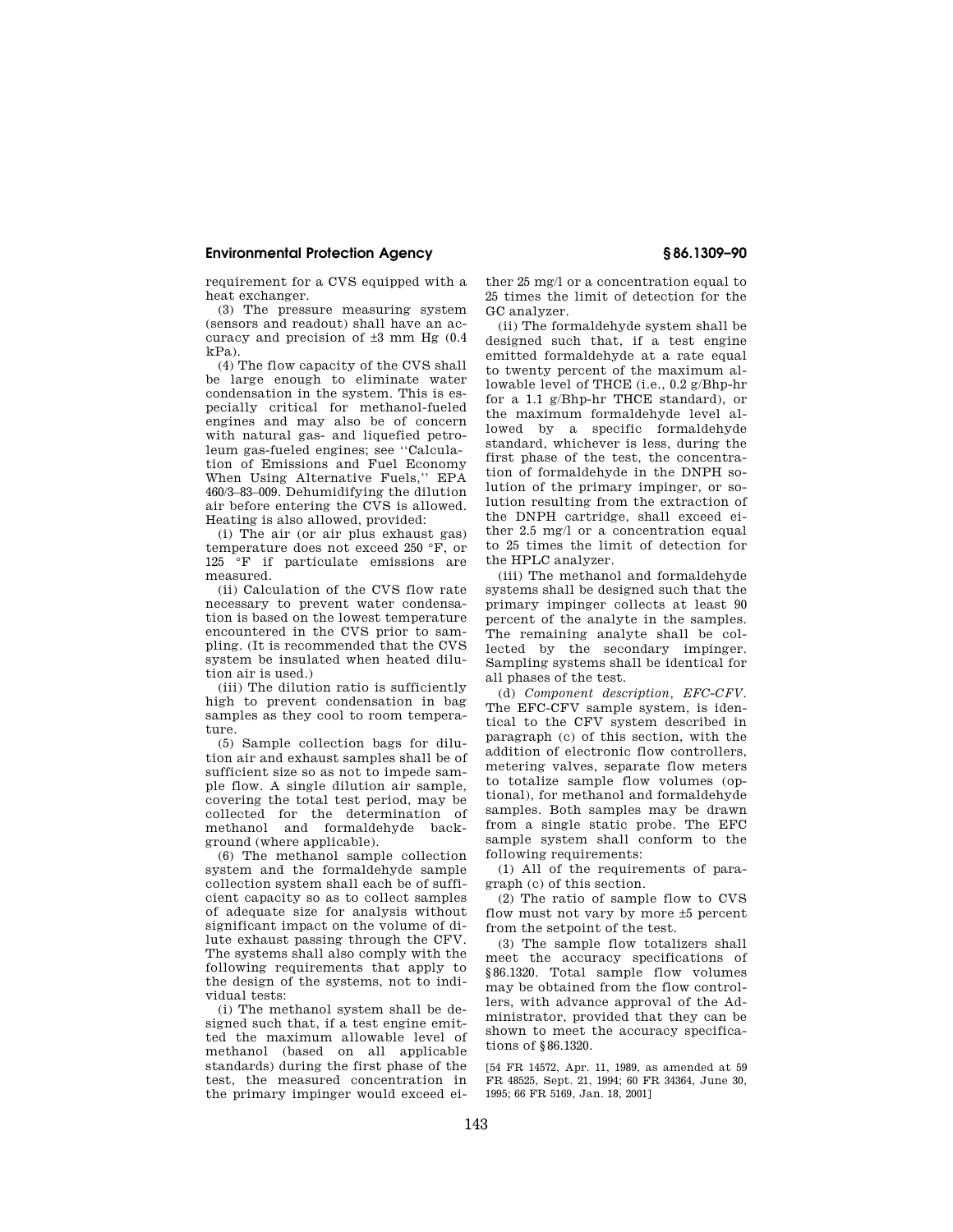requirement for a CVS equipped with a heat exchanger.

(3) The pressure measuring system (sensors and readout) shall have an accuracy and precision of ±3 mm Hg (0.4 kPa).

(4) The flow capacity of the CVS shall be large enough to eliminate water condensation in the system. This is especially critical for methanol-fueled engines and may also be of concern with natural gas- and liquefied petroleum gas-fueled engines; see ''Calculation of Emissions and Fuel Economy When Using Alternative Fuels,'' EPA 460/3–83–009. Dehumidifying the dilution air before entering the CVS is allowed. Heating is also allowed, provided:

(i) The air (or air plus exhaust gas) temperature does not exceed 250 °F, or 125 °F if particulate emissions are measured.

(ii) Calculation of the CVS flow rate necessary to prevent water condensation is based on the lowest temperature encountered in the CVS prior to sampling. (It is recommended that the CVS system be insulated when heated dilution air is used.)

(iii) The dilution ratio is sufficiently high to prevent condensation in bag samples as they cool to room temperature.

(5) Sample collection bags for dilution air and exhaust samples shall be of sufficient size so as not to impede sample flow. A single dilution air sample, covering the total test period, may be collected for the determination of methanol and formaldehyde background (where applicable).

(6) The methanol sample collection system and the formaldehyde sample collection system shall each be of sufficient capacity so as to collect samples of adequate size for analysis without significant impact on the volume of dilute exhaust passing through the CFV. The systems shall also comply with the following requirements that apply to the design of the systems, not to individual tests:

(i) The methanol system shall be designed such that, if a test engine emitted the maximum allowable level of methanol (based on all applicable standards) during the first phase of the test, the measured concentration in the primary impinger would exceed either 25 mg/l or a concentration equal to 25 times the limit of detection for the GC analyzer.

(ii) The formaldehyde system shall be designed such that, if a test engine emitted formaldehyde at a rate equal to twenty percent of the maximum allowable level of THCE (i.e., 0.2 g/Bhp-hr for a 1.1 g/Bhp-hr THCE standard), or the maximum formaldehyde level allowed by a specific formaldehyde standard, whichever is less, during the first phase of the test, the concentration of formaldehyde in the DNPH solution of the primary impinger, or solution resulting from the extraction of the DNPH cartridge, shall exceed either 2.5 mg/l or a concentration equal to 25 times the limit of detection for the HPLC analyzer.

(iii) The methanol and formaldehyde systems shall be designed such that the primary impinger collects at least 90 percent of the analyte in the samples. The remaining analyte shall be collected by the secondary impinger. Sampling systems shall be identical for all phases of the test.

(d) *Component description, EFC-CFV*. The EFC-CFV sample system, is identical to the CFV system described in paragraph (c) of this section, with the addition of electronic flow controllers, metering valves, separate flow meters to totalize sample flow volumes (optional), for methanol and formaldehyde samples. Both samples may be drawn from a single static probe. The EFC sample system shall conform to the following requirements:

(1) All of the requirements of paragraph (c) of this section.

(2) The ratio of sample flow to CVS flow must not vary by more ±5 percent from the setpoint of the test.

(3) The sample flow totalizers shall meet the accuracy specifications of §86.1320. Total sample flow volumes may be obtained from the flow controllers, with advance approval of the Administrator, provided that they can be shown to meet the accuracy specifications of §86.1320.

[54 FR 14572, Apr. 11, 1989, as amended at 59 FR 48525, Sept. 21, 1994; 60 FR 34364, June 30, 1995; 66 FR 5169, Jan. 18, 2001]